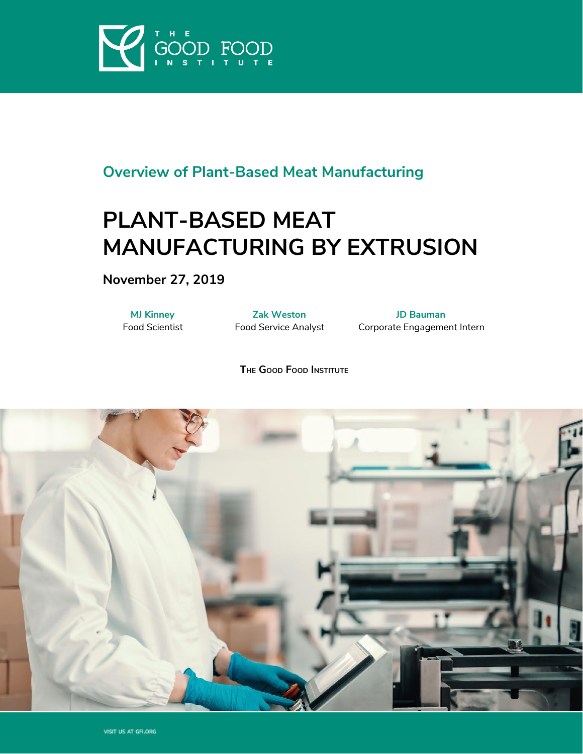THE GOOD FOOD INSTITUTE

## Overview of Plant-Based Meat Manufacturing

# PLANT-BASED MEAT MANUFACTURING BY EXTRUSION

**November 27, 2019**

**MJ Kinney**
Food Scientist

**Zak Weston**
Food Service Analyst

**JD Bauman**
Corporate Engagement Intern

THE GOOD FOOD INSTITUTE

VISIT US AT GFI.ORG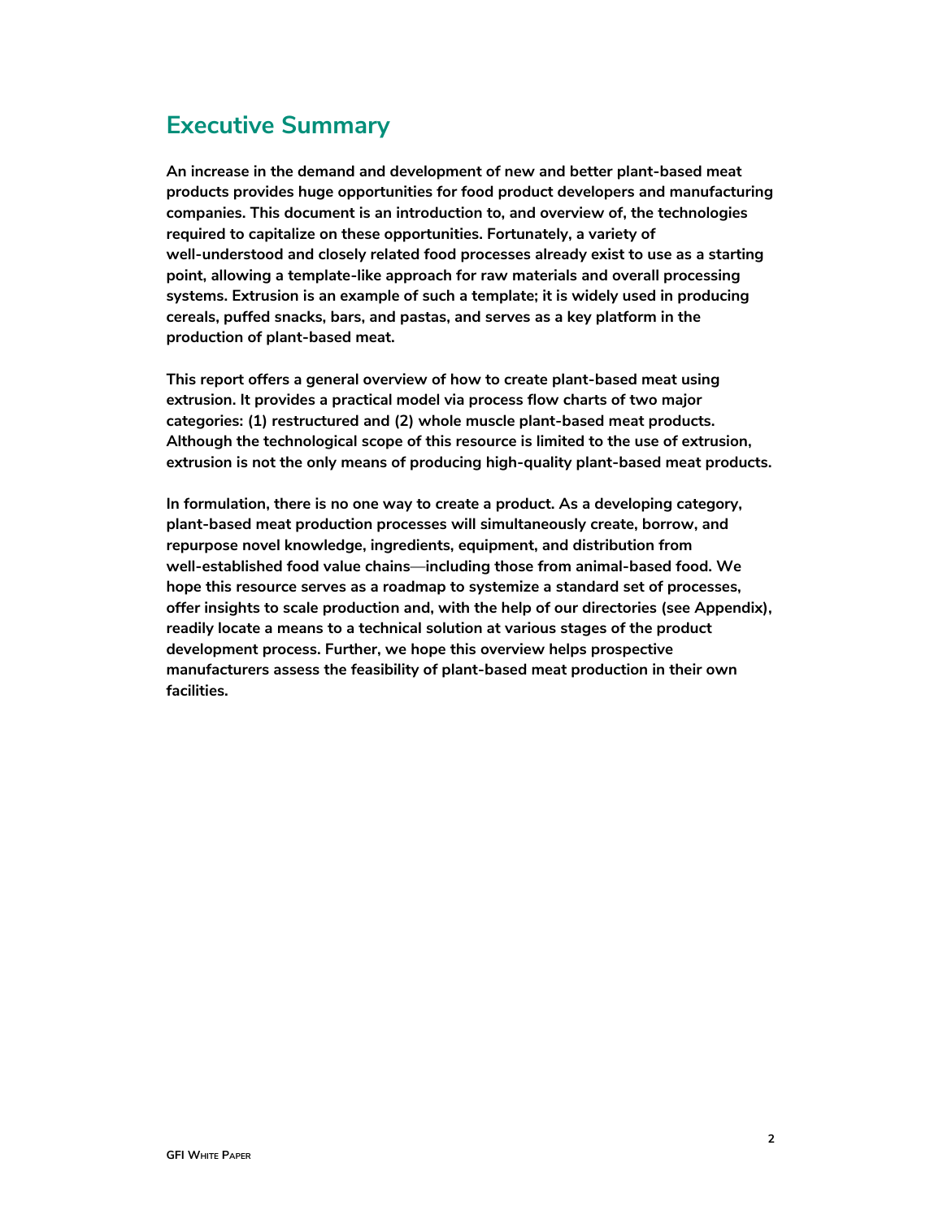## Executive Summary

**An increase in the demand and development of new and better plant-based meat products provides huge opportunities for food product developers and manufacturing companies. This document is an introduction to, and overview of, the technologies required to capitalize on these opportunities. Fortunately, a variety of well-understood and closely related food processes already exist to use as a starting point, allowing a template-like approach for raw materials and overall processing systems. Extrusion is an example of such a template; it is widely used in producing cereals, puffed snacks, bars, and pastas, and serves as a key platform in the production of plant-based meat.**

**This report offers a general overview of how to create plant-based meat using extrusion. It provides a practical model via process flow charts of two major categories: (1) restructured and (2) whole muscle plant-based meat products. Although the technological scope of this resource is limited to the use of extrusion, extrusion is not the only means of producing high-quality plant-based meat products.**

**In formulation, there is no one way to create a product. As a developing category, plant-based meat production processes will simultaneously create, borrow, and repurpose novel knowledge, ingredients, equipment, and distribution from well-established food value chains—including those from animal-based food. We hope this resource serves as a roadmap to systemize a standard set of processes, offer insights to scale production and, with the help of our directories (see Appendix), readily locate a means to a technical solution at various stages of the product development process. Further, we hope this overview helps prospective manufacturers assess the feasibility of plant-based meat production in their own facilities.**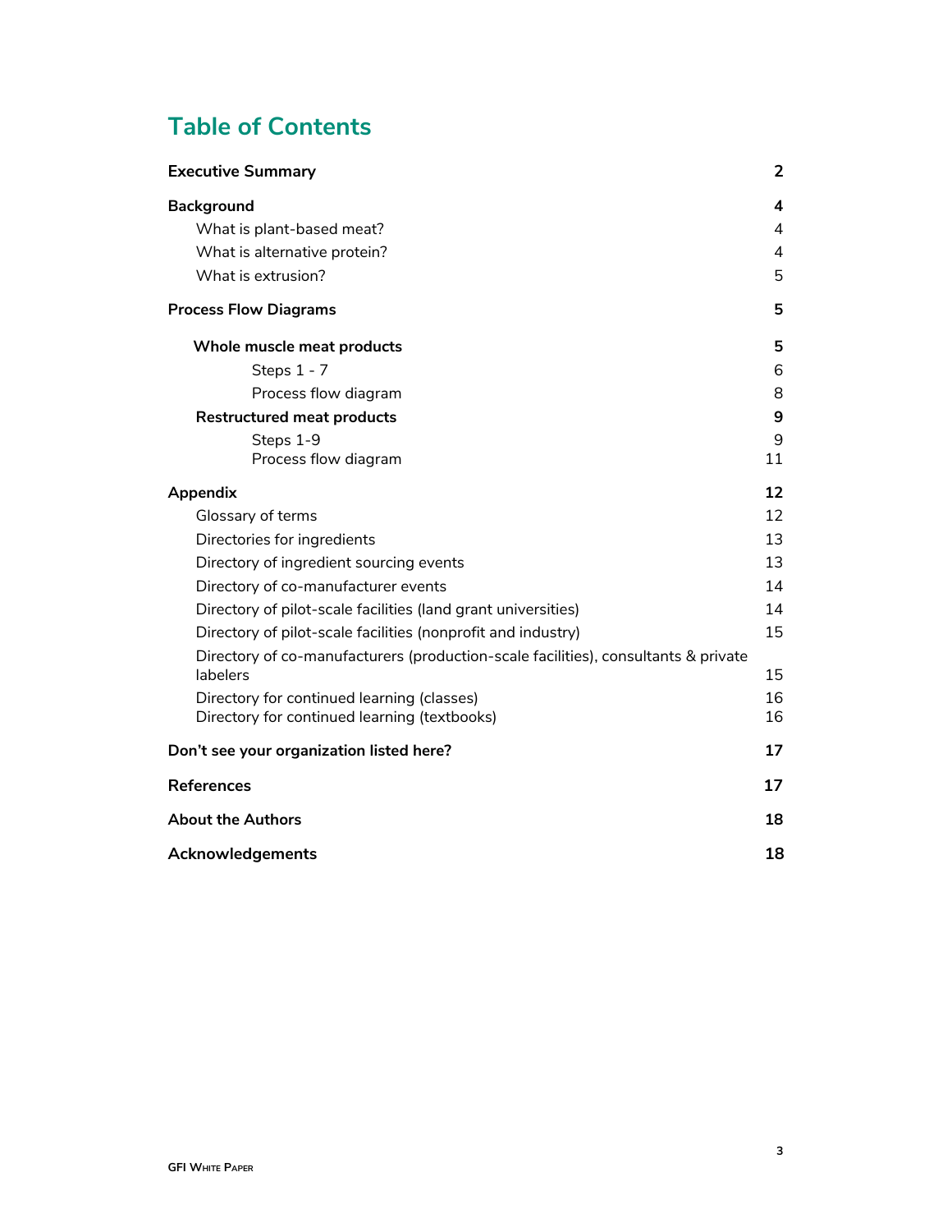# Table of Contents

| | |
|---|---|
| **Executive Summary** | **2** |
| **Background** | **4** |
| What is plant-based meat? | 4 |
| What is alternative protein? | 4 |
| What is extrusion? | 5 |
| **Process Flow Diagrams** | **5** |
| **Whole muscle meat products** | **5** |
| Steps 1 - 7 | 6 |
| Process flow diagram | 8 |
| **Restructured meat products** | **9** |
| Steps 1-9 | 9 |
| Process flow diagram | 11 |
| **Appendix** | **12** |
| Glossary of terms | 12 |
| Directories for ingredients | 13 |
| Directory of ingredient sourcing events | 13 |
| Directory of co-manufacturer events | 14 |
| Directory of pilot-scale facilities (land grant universities) | 14 |
| Directory of pilot-scale facilities (nonprofit and industry) | 15 |
| Directory of co-manufacturers (production-scale facilities), consultants & private labelers | 15 |
| Directory for continued learning (classes) | 16 |
| Directory for continued learning (textbooks) | 16 |
| **Don't see your organization listed here?** | **17** |
| **References** | **17** |
| **About the Authors** | **18** |
| **Acknowledgements** | **18** |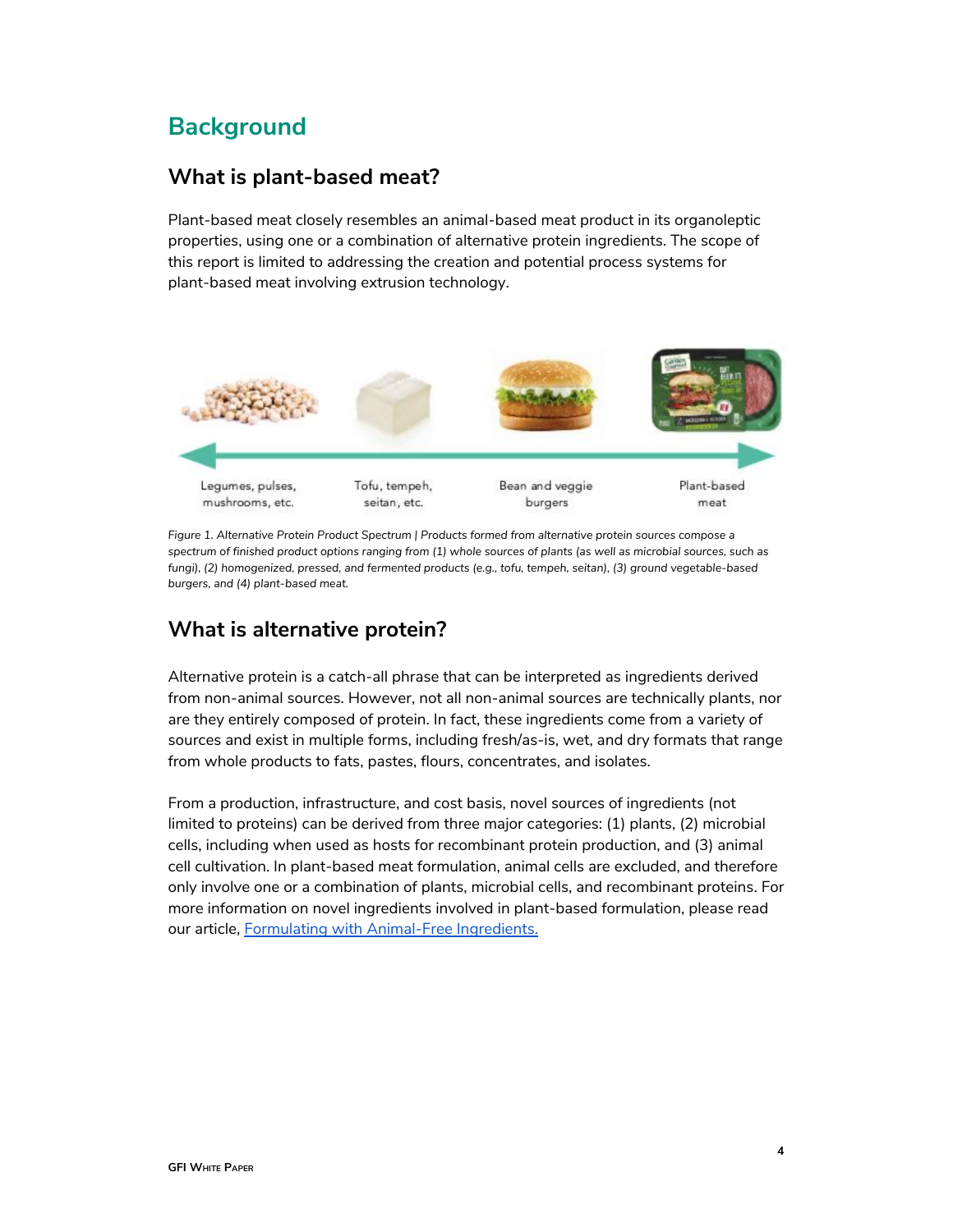# Background

## What is plant-based meat?

Plant-based meat closely resembles an animal-based meat product in its organoleptic properties, using one or a combination of alternative protein ingredients. The scope of this report is limited to addressing the creation and potential process systems for plant-based meat involving extrusion technology.

Legumes, pulses, mushrooms, etc. | Tofu, tempeh, seitan, etc. | Bean and veggie burgers | Plant-based meat

*Figure 1. Alternative Protein Product Spectrum | Products formed from alternative protein sources compose a spectrum of finished product options ranging from (1) whole sources of plants (as well as microbial sources, such as fungi), (2) homogenized, pressed, and fermented products (e.g., tofu, tempeh, seitan), (3) ground vegetable-based burgers, and (4) plant-based meat.*

## What is alternative protein?

Alternative protein is a catch-all phrase that can be interpreted as ingredients derived from non-animal sources. However, not all non-animal sources are technically plants, nor are they entirely composed of protein. In fact, these ingredients come from a variety of sources and exist in multiple forms, including fresh/as-is, wet, and dry formats that range from whole products to fats, pastes, flours, concentrates, and isolates.

From a production, infrastructure, and cost basis, novel sources of ingredients (not limited to proteins) can be derived from three major categories: (1) plants, (2) microbial cells, including when used as hosts for recombinant protein production, and (3) animal cell cultivation. In plant-based meat formulation, animal cells are excluded, and therefore only involve one or a combination of plants, microbial cells, and recombinant proteins. For more information on novel ingredients involved in plant-based formulation, please read our article, [Formulating with Animal-Free Ingredients.]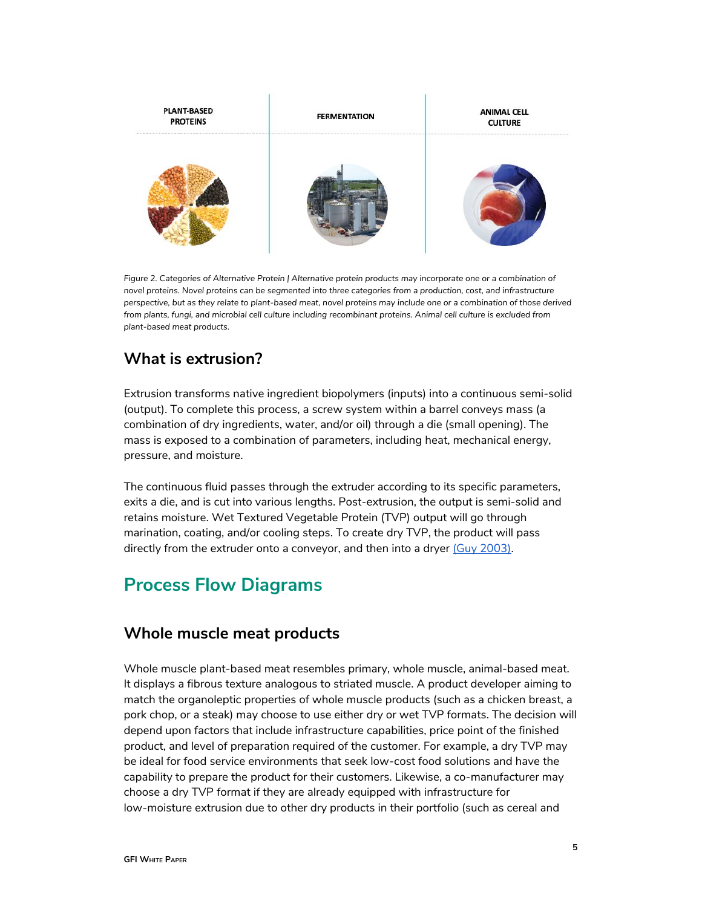PLANT-BASED PROTEINS | FERMENTATION | ANIMAL CELL CULTURE

*Figure 2. Categories of Alternative Protein | Alternative protein products may incorporate one or a combination of novel proteins. Novel proteins can be segmented into three categories from a production, cost, and infrastructure perspective, but as they relate to plant-based meat, novel proteins may include one or a combination of those derived from plants, fungi, and microbial cell culture including recombinant proteins. Animal cell culture is excluded from plant-based meat products.*

### What is extrusion?

Extrusion transforms native ingredient biopolymers (inputs) into a continuous semi-solid (output). To complete this process, a screw system within a barrel conveys mass (a combination of dry ingredients, water, and/or oil) through a die (small opening). The mass is exposed to a combination of parameters, including heat, mechanical energy, pressure, and moisture.

The continuous fluid passes through the extruder according to its specific parameters, exits a die, and is cut into various lengths. Post-extrusion, the output is semi-solid and retains moisture. Wet Textured Vegetable Protein (TVP) output will go through marination, coating, and/or cooling steps. To create dry TVP, the product will pass directly from the extruder onto a conveyor, and then into a dryer (Guy 2003).

## Process Flow Diagrams

### Whole muscle meat products

Whole muscle plant-based meat resembles primary, whole muscle, animal-based meat. It displays a fibrous texture analogous to striated muscle. A product developer aiming to match the organoleptic properties of whole muscle products (such as a chicken breast, a pork chop, or a steak) may choose to use either dry or wet TVP formats. The decision will depend upon factors that include infrastructure capabilities, price point of the finished product, and level of preparation required of the customer. For example, a dry TVP may be ideal for food service environments that seek low-cost food solutions and have the capability to prepare the product for their customers. Likewise, a co-manufacturer may choose a dry TVP format if they are already equipped with infrastructure for low-moisture extrusion due to other dry products in their portfolio (such as cereal and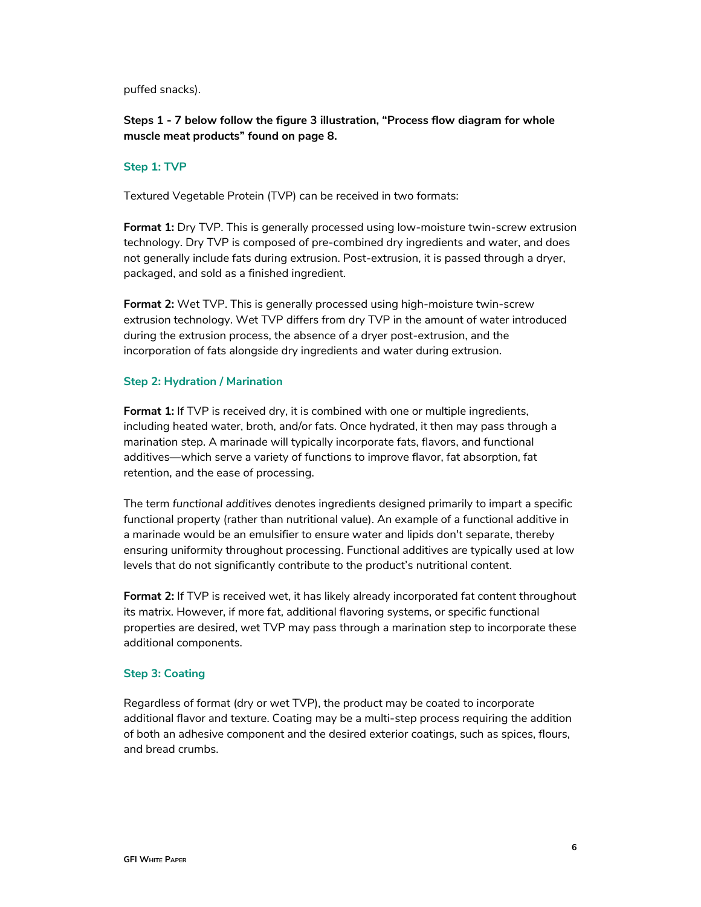puffed snacks).

**Steps 1 - 7 below follow the figure 3 illustration, "Process flow diagram for whole muscle meat products" found on page 8.**

### Step 1: TVP

Textured Vegetable Protein (TVP) can be received in two formats:

**Format 1:** Dry TVP. This is generally processed using low-moisture twin-screw extrusion technology. Dry TVP is composed of pre-combined dry ingredients and water, and does not generally include fats during extrusion. Post-extrusion, it is passed through a dryer, packaged, and sold as a finished ingredient.

**Format 2:** Wet TVP. This is generally processed using high-moisture twin-screw extrusion technology. Wet TVP differs from dry TVP in the amount of water introduced during the extrusion process, the absence of a dryer post-extrusion, and the incorporation of fats alongside dry ingredients and water during extrusion.

### Step 2: Hydration / Marination

**Format 1:** If TVP is received dry, it is combined with one or multiple ingredients, including heated water, broth, and/or fats. Once hydrated, it then may pass through a marination step. A marinade will typically incorporate fats, flavors, and functional additives—which serve a variety of functions to improve flavor, fat absorption, fat retention, and the ease of processing.

The term *functional additives* denotes ingredients designed primarily to impart a specific functional property (rather than nutritional value). An example of a functional additive in a marinade would be an emulsifier to ensure water and lipids don't separate, thereby ensuring uniformity throughout processing. Functional additives are typically used at low levels that do not significantly contribute to the product's nutritional content.

**Format 2:** If TVP is received wet, it has likely already incorporated fat content throughout its matrix. However, if more fat, additional flavoring systems, or specific functional properties are desired, wet TVP may pass through a marination step to incorporate these additional components.

### Step 3: Coating

Regardless of format (dry or wet TVP), the product may be coated to incorporate additional flavor and texture. Coating may be a multi-step process requiring the addition of both an adhesive component and the desired exterior coatings, such as spices, flours, and bread crumbs.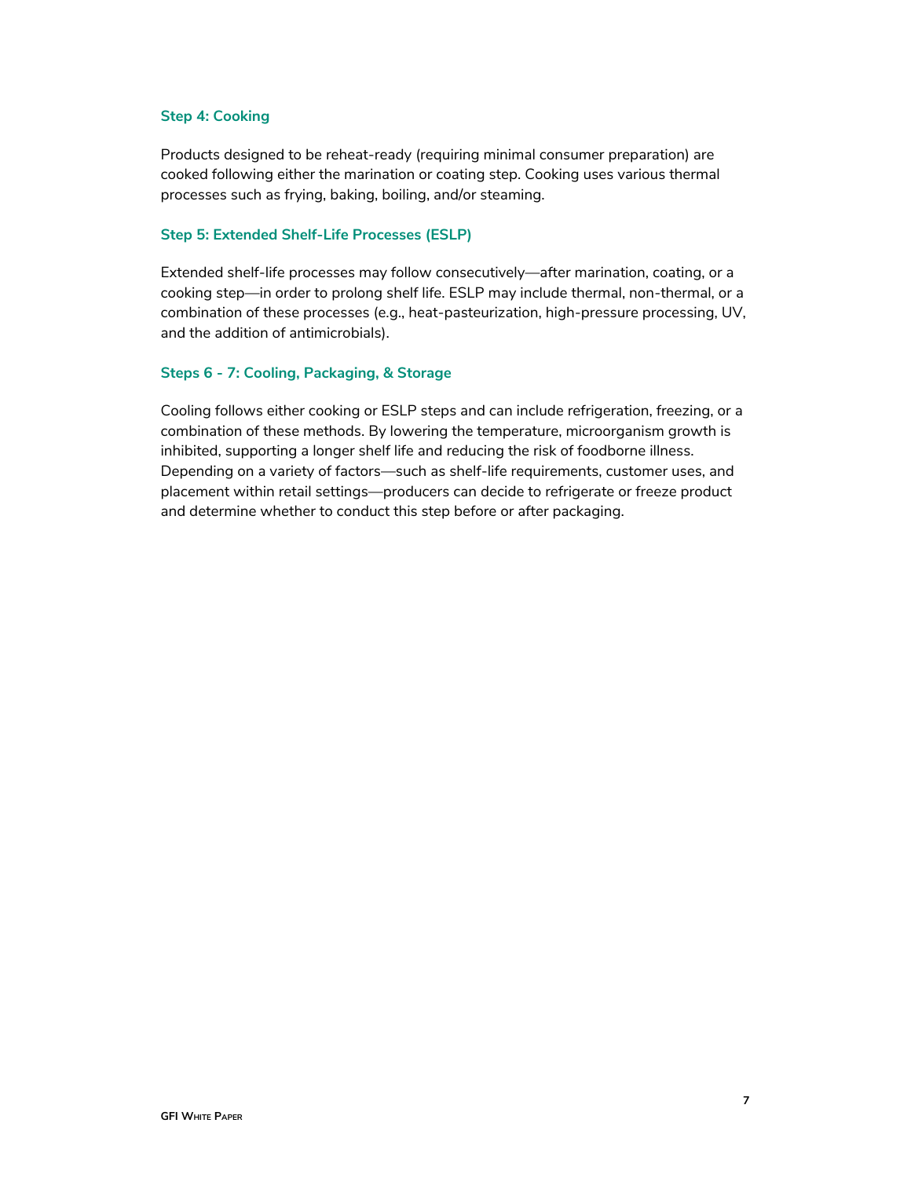### Step 4: Cooking

Products designed to be reheat-ready (requiring minimal consumer preparation) are cooked following either the marination or coating step. Cooking uses various thermal processes such as frying, baking, boiling, and/or steaming.

### Step 5: Extended Shelf-Life Processes (ESLP)

Extended shelf-life processes may follow consecutively—after marination, coating, or a cooking step—in order to prolong shelf life. ESLP may include thermal, non-thermal, or a combination of these processes (e.g., heat-pasteurization, high-pressure processing, UV, and the addition of antimicrobials).

### Steps 6 - 7: Cooling, Packaging, & Storage

Cooling follows either cooking or ESLP steps and can include refrigeration, freezing, or a combination of these methods. By lowering the temperature, microorganism growth is inhibited, supporting a longer shelf life and reducing the risk of foodborne illness. Depending on a variety of factors—such as shelf-life requirements, customer uses, and placement within retail settings—producers can decide to refrigerate or freeze product and determine whether to conduct this step before or after packaging.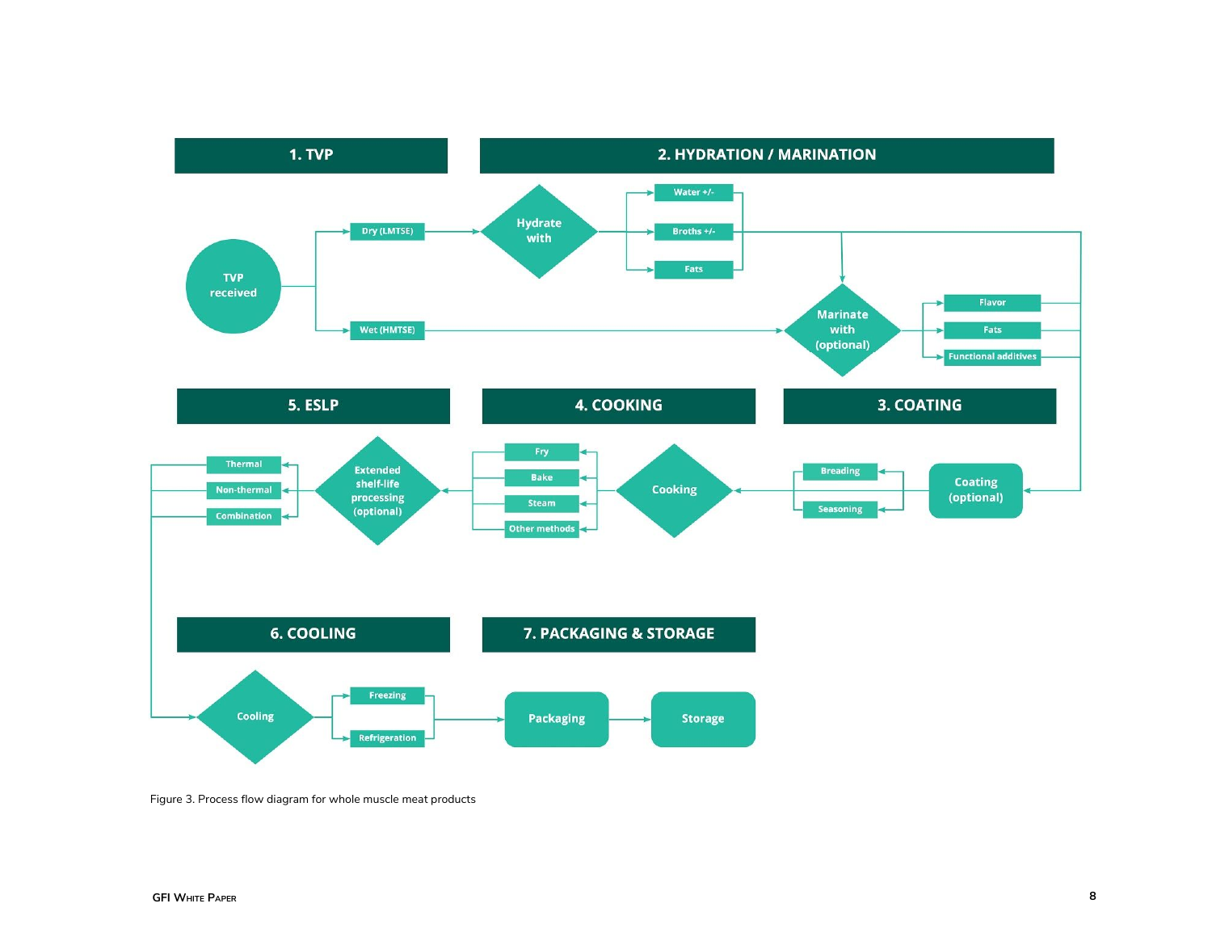**1. TVP**

- TVP received
  - Dry (LMTSE)
  - Wet (HMTSE)

**2. HYDRATION / MARINATION**

- Hydrate with
  - Water +/-
  - Broths +/-
  - Fats
- Marinate with (optional)
  - Flavor
  - Fats
  - Functional additives

**3. COATING**

- Coating (optional)
  - Breading
  - Seasoning

**4. COOKING**

- Cooking
  - Fry
  - Bake
  - Steam
  - Other methods

**5. ESLP**

- Extended shelf-life processing (optional)
  - Thermal
  - Non-thermal
  - Combination

**6. COOLING**

- Cooling
  - Freezing
  - Refrigeration

**7. PACKAGING & STORAGE**

- Packaging
- Storage

Figure 3. Process flow diagram for whole muscle meat products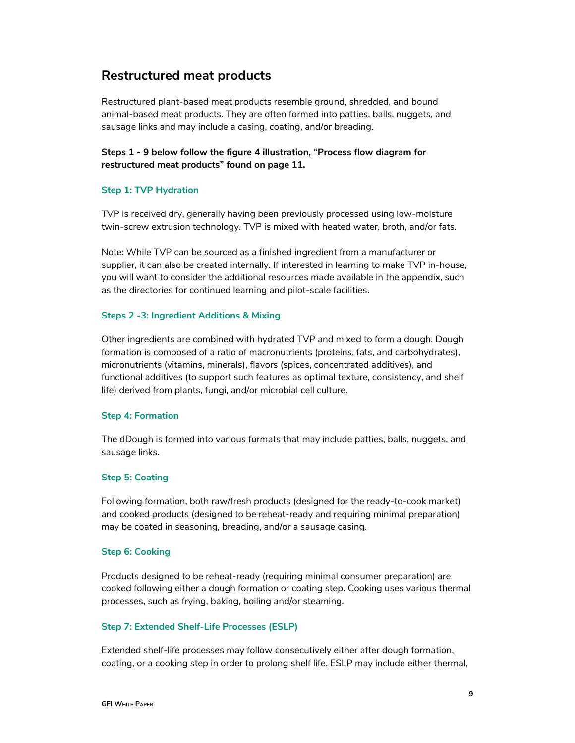## Restructured meat products

Restructured plant-based meat products resemble ground, shredded, and bound animal-based meat products. They are often formed into patties, balls, nuggets, and sausage links and may include a casing, coating, and/or breading.

**Steps 1 - 9 below follow the figure 4 illustration, "Process flow diagram for restructured meat products" found on page 11.**

### Step 1: TVP Hydration

TVP is received dry, generally having been previously processed using low-moisture twin-screw extrusion technology. TVP is mixed with heated water, broth, and/or fats.

Note: While TVP can be sourced as a finished ingredient from a manufacturer or supplier, it can also be created internally. If interested in learning to make TVP in-house, you will want to consider the additional resources made available in the appendix, such as the directories for continued learning and pilot-scale facilities.

### Steps 2 -3: Ingredient Additions & Mixing

Other ingredients are combined with hydrated TVP and mixed to form a dough. Dough formation is composed of a ratio of macronutrients (proteins, fats, and carbohydrates), micronutrients (vitamins, minerals), flavors (spices, concentrated additives), and functional additives (to support such features as optimal texture, consistency, and shelf life) derived from plants, fungi, and/or microbial cell culture.

### Step 4: Formation

The dDough is formed into various formats that may include patties, balls, nuggets, and sausage links.

### Step 5: Coating

Following formation, both raw/fresh products (designed for the ready-to-cook market) and cooked products (designed to be reheat-ready and requiring minimal preparation) may be coated in seasoning, breading, and/or a sausage casing.

### Step 6: Cooking

Products designed to be reheat-ready (requiring minimal consumer preparation) are cooked following either a dough formation or coating step. Cooking uses various thermal processes, such as frying, baking, boiling and/or steaming.

### Step 7: Extended Shelf-Life Processes (ESLP)

Extended shelf-life processes may follow consecutively either after dough formation, coating, or a cooking step in order to prolong shelf life. ESLP may include either thermal,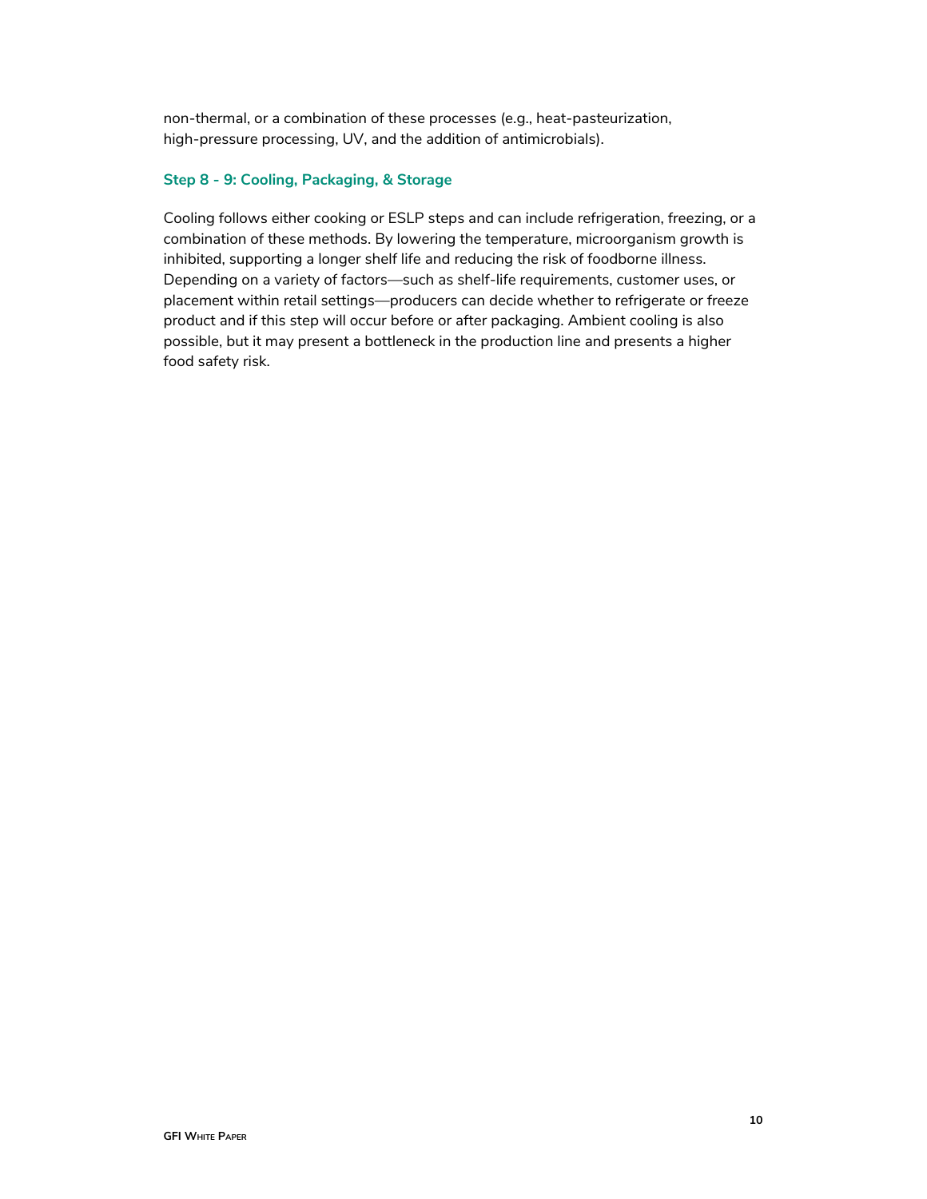non-thermal, or a combination of these processes (e.g., heat-pasteurization, high-pressure processing, UV, and the addition of antimicrobials).

### Step 8 - 9: Cooling, Packaging, & Storage

Cooling follows either cooking or ESLP steps and can include refrigeration, freezing, or a combination of these methods. By lowering the temperature, microorganism growth is inhibited, supporting a longer shelf life and reducing the risk of foodborne illness. Depending on a variety of factors—such as shelf-life requirements, customer uses, or placement within retail settings—producers can decide whether to refrigerate or freeze product and if this step will occur before or after packaging. Ambient cooling is also possible, but it may present a bottleneck in the production line and presents a higher food safety risk.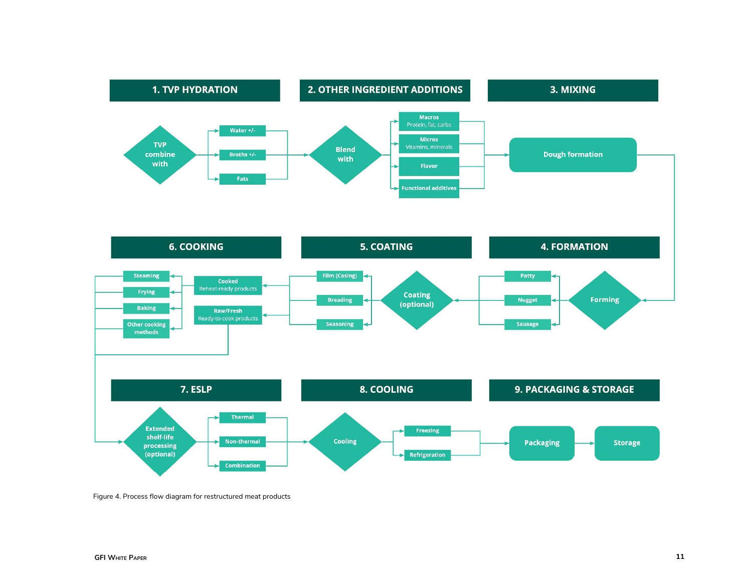### 1. TVP HYDRATION

- TVP combine with
  - Water +/-
  - Broths +/-
  - Fats

### 2. OTHER INGREDIENT ADDITIONS

- Blend with
  - Macros: Protein, fat, carbs
  - Micros: Vitamins, minerals
  - Flavor
  - Functional additives

### 3. MIXING

- Dough formation

### 4. FORMATION

- Forming
  - Patty
  - Nugget
  - Sausage

### 5. COATING

- Coating (optional)
  - Film (Casing)
  - Breading
  - Seasoning

### 6. COOKING

- Cooked: Reheat-ready products
- Raw/Fresh: Ready-to-cook products
  - Steaming
  - Frying
  - Baking
  - Other cooking methods

### 7. ESLP

- Extended shelf-life processing (optional)
  - Thermal
  - Non-thermal
  - Combination

### 8. COOLING

- Cooling
  - Freezing
  - Refrigeration

### 9. PACKAGING & STORAGE

- Packaging → Storage

Figure 4. Process flow diagram for restructured meat products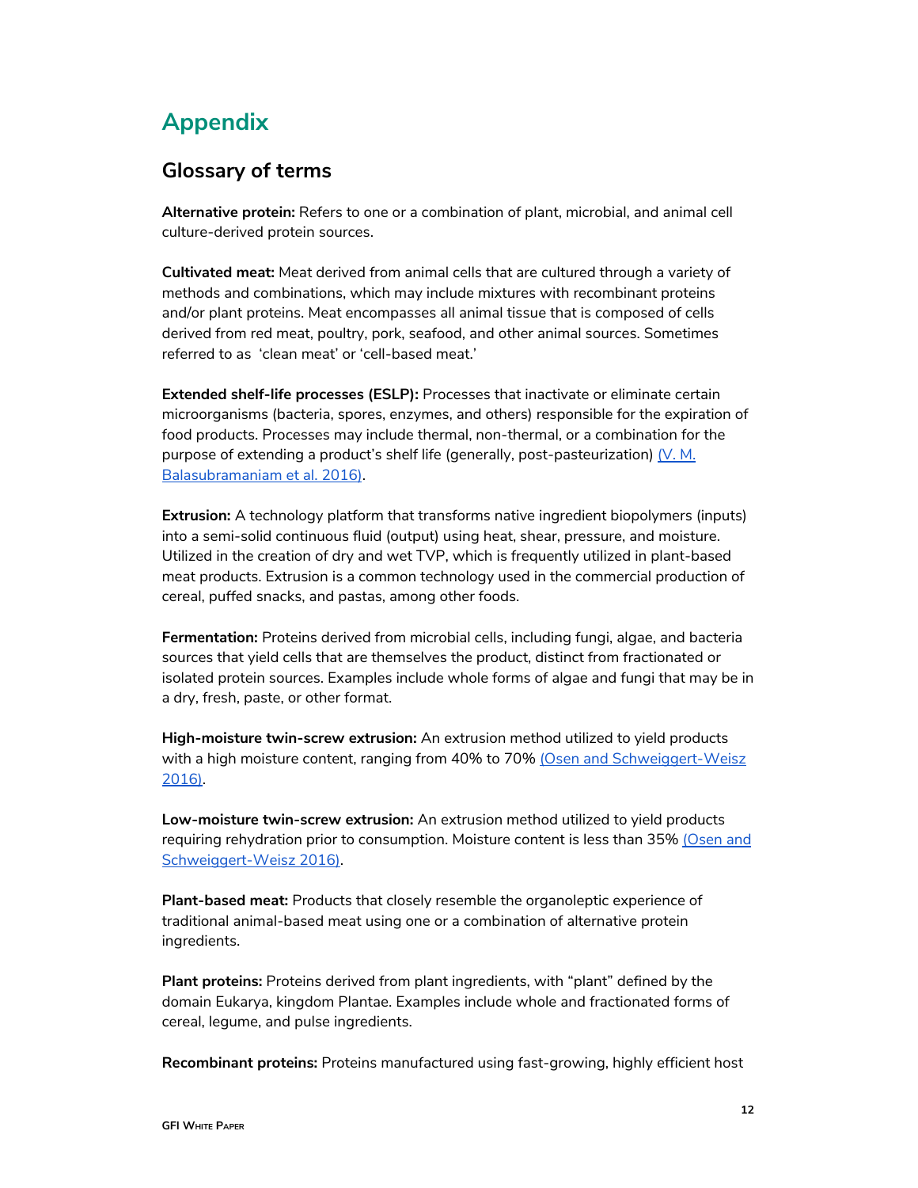# Appendix

## Glossary of terms

**Alternative protein:** Refers to one or a combination of plant, microbial, and animal cell culture-derived protein sources.

**Cultivated meat:** Meat derived from animal cells that are cultured through a variety of methods and combinations, which may include mixtures with recombinant proteins and/or plant proteins. Meat encompasses all animal tissue that is composed of cells derived from red meat, poultry, pork, seafood, and other animal sources. Sometimes referred to as 'clean meat' or 'cell-based meat.'

**Extended shelf-life processes (ESLP):** Processes that inactivate or eliminate certain microorganisms (bacteria, spores, enzymes, and others) responsible for the expiration of food products. Processes may include thermal, non-thermal, or a combination for the purpose of extending a product's shelf life (generally, post-pasteurization) (V. M. Balasubramaniam et al. 2016).

**Extrusion:** A technology platform that transforms native ingredient biopolymers (inputs) into a semi-solid continuous fluid (output) using heat, shear, pressure, and moisture. Utilized in the creation of dry and wet TVP, which is frequently utilized in plant-based meat products. Extrusion is a common technology used in the commercial production of cereal, puffed snacks, and pastas, among other foods.

**Fermentation:** Proteins derived from microbial cells, including fungi, algae, and bacteria sources that yield cells that are themselves the product, distinct from fractionated or isolated protein sources. Examples include whole forms of algae and fungi that may be in a dry, fresh, paste, or other format.

**High-moisture twin-screw extrusion:** An extrusion method utilized to yield products with a high moisture content, ranging from 40% to 70% (Osen and Schweiggert-Weisz 2016).

**Low-moisture twin-screw extrusion:** An extrusion method utilized to yield products requiring rehydration prior to consumption. Moisture content is less than 35% (Osen and Schweiggert-Weisz 2016).

**Plant-based meat:** Products that closely resemble the organoleptic experience of traditional animal-based meat using one or a combination of alternative protein ingredients.

**Plant proteins:** Proteins derived from plant ingredients, with "plant" defined by the domain Eukarya, kingdom Plantae. Examples include whole and fractionated forms of cereal, legume, and pulse ingredients.

**Recombinant proteins:** Proteins manufactured using fast-growing, highly efficient host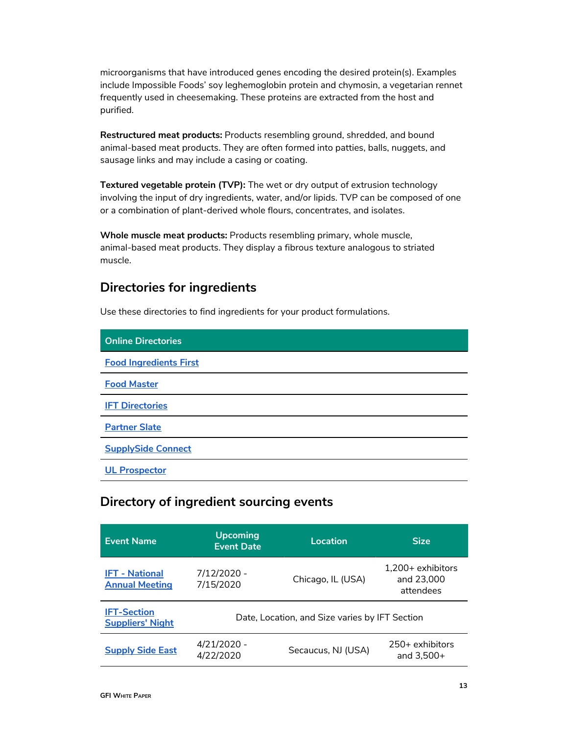microorganisms that have introduced genes encoding the desired protein(s). Examples include Impossible Foods' soy leghemoglobin protein and chymosin, a vegetarian rennet frequently used in cheesemaking. These proteins are extracted from the host and purified.

**Restructured meat products:** Products resembling ground, shredded, and bound animal-based meat products. They are often formed into patties, balls, nuggets, and sausage links and may include a casing or coating.

**Textured vegetable protein (TVP):** The wet or dry output of extrusion technology involving the input of dry ingredients, water, and/or lipids. TVP can be composed of one or a combination of plant-derived whole flours, concentrates, and isolates.

**Whole muscle meat products:** Products resembling primary, whole muscle, animal-based meat products. They display a fibrous texture analogous to striated muscle.

## Directories for ingredients

Use these directories to find ingredients for your product formulations.

| Online Directories |
|---|
| Food Ingredients First |
| Food Master |
| IFT Directories |
| Partner Slate |
| SupplySide Connect |
| UL Prospector |

## Directory of ingredient sourcing events

| Event Name | Upcoming Event Date | Location | Size |
|---|---|---|---|
| IFT - National Annual Meeting | 7/12/2020 - 7/15/2020 | Chicago, IL (USA) | 1,200+ exhibitors and 23,000 attendees |
| IFT-Section Suppliers' Night | Date, Location, and Size varies by IFT Section | | |
| Supply Side East | 4/21/2020 - 4/22/2020 | Secaucus, NJ (USA) | 250+ exhibitors and 3,500+ |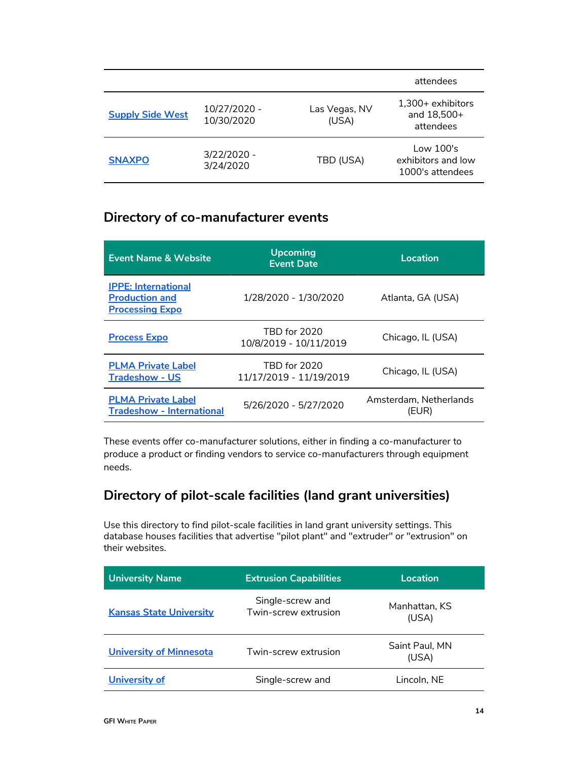| | | | attendees |
|---|---|---|---|
| Supply Side West | 10/27/2020 - 10/30/2020 | Las Vegas, NV (USA) | 1,300+ exhibitors and 18,500+ attendees |
| SNAXPO | 3/22/2020 - 3/24/2020 | TBD (USA) | Low 100's exhibitors and low 1000's attendees |

## Directory of co-manufacturer events

| Event Name & Website | Upcoming Event Date | Location |
|---|---|---|
| IPPE: International Production and Processing Expo | 1/28/2020 - 1/30/2020 | Atlanta, GA (USA) |
| Process Expo | TBD for 2020 10/8/2019 - 10/11/2019 | Chicago, IL (USA) |
| PLMA Private Label Tradeshow - US | TBD for 2020 11/17/2019 - 11/19/2019 | Chicago, IL (USA) |
| PLMA Private Label Tradeshow - International | 5/26/2020 - 5/27/2020 | Amsterdam, Netherlands (EUR) |

These events offer co-manufacturer solutions, either in finding a co-manufacturer to produce a product or finding vendors to service co-manufacturers through equipment needs.

## Directory of pilot-scale facilities (land grant universities)

Use this directory to find pilot-scale facilities in land grant university settings. This database houses facilities that advertise "pilot plant" and "extruder" or "extrusion" on their websites.

| University Name | Extrusion Capabilities | Location |
|---|---|---|
| Kansas State University | Single-screw and Twin-screw extrusion | Manhattan, KS (USA) |
| University of Minnesota | Twin-screw extrusion | Saint Paul, MN (USA) |
| University of | Single-screw and | Lincoln, NE |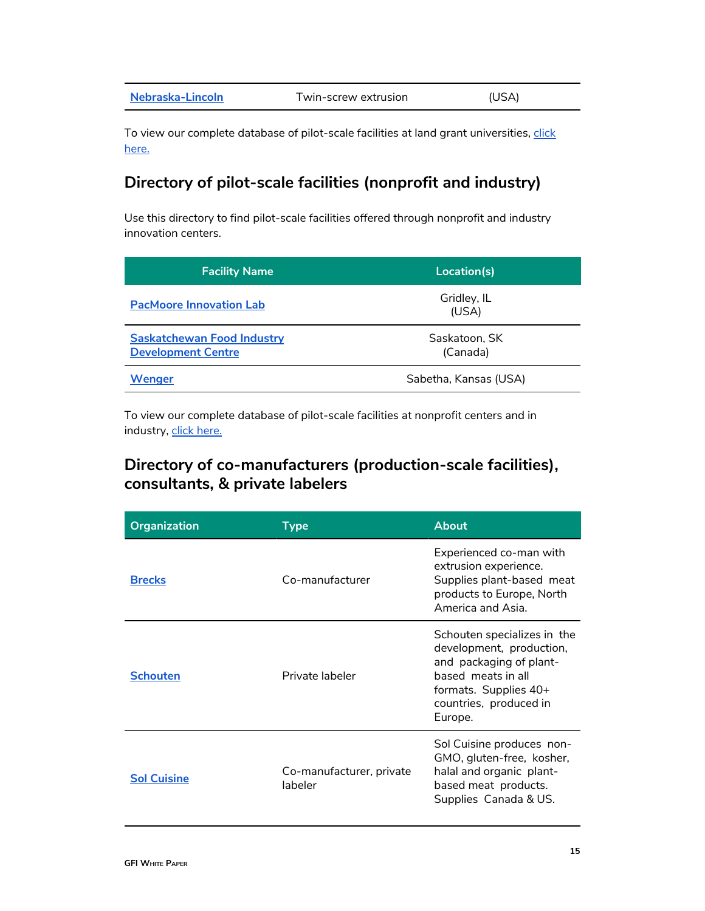| Nebraska-Lincoln | Twin-screw extrusion | (USA) |
|---|---|---|

To view our complete database of pilot-scale facilities at land grant universities, click here.

## Directory of pilot-scale facilities (nonprofit and industry)

Use this directory to find pilot-scale facilities offered through nonprofit and industry innovation centers.

| Facility Name | Location(s) |
|---|---|
| PacMoore Innovation Lab | Gridley, IL (USA) |
| Saskatchewan Food Industry Development Centre | Saskatoon, SK (Canada) |
| Wenger | Sabetha, Kansas (USA) |

To view our complete database of pilot-scale facilities at nonprofit centers and in industry, click here.

## Directory of co-manufacturers (production-scale facilities), consultants, & private labelers

| Organization | Type | About |
|---|---|---|
| Brecks | Co-manufacturer | Experienced co-man with extrusion experience. Supplies plant-based meat products to Europe, North America and Asia. |
| Schouten | Private labeler | Schouten specializes in the development, production, and packaging of plant-based meats in all formats. Supplies 40+ countries, produced in Europe. |
| Sol Cuisine | Co-manufacturer, private labeler | Sol Cuisine produces non-GMO, gluten-free, kosher, halal and organic plant-based meat products. Supplies Canada & US. |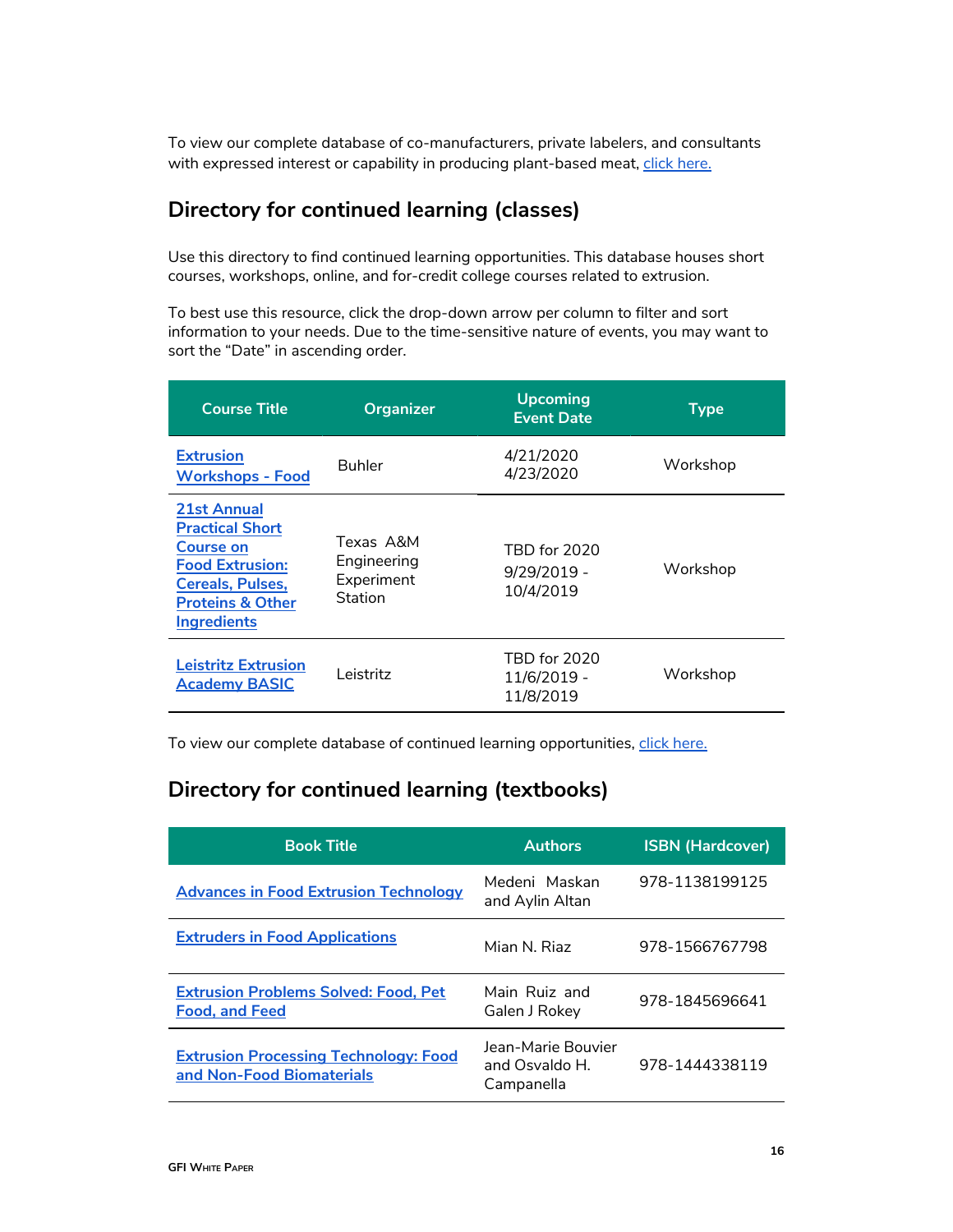To view our complete database of co-manufacturers, private labelers, and consultants with expressed interest or capability in producing plant-based meat, click here.

## Directory for continued learning (classes)

Use this directory to find continued learning opportunities. This database houses short courses, workshops, online, and for-credit college courses related to extrusion.

To best use this resource, click the drop-down arrow per column to filter and sort information to your needs. Due to the time-sensitive nature of events, you may want to sort the "Date" in ascending order.

| Course Title | Organizer | Upcoming Event Date | Type |
|---|---|---|---|
| Extrusion Workshops - Food | Buhler | 4/21/2020 4/23/2020 | Workshop |
| 21st Annual Practical Short Course on Food Extrusion: Cereals, Pulses, Proteins & Other Ingredients | Texas A&M Engineering Experiment Station | TBD for 2020 9/29/2019 - 10/4/2019 | Workshop |
| Leistritz Extrusion Academy BASIC | Leistritz | TBD for 2020 11/6/2019 - 11/8/2019 | Workshop |

To view our complete database of continued learning opportunities, click here.

## Directory for continued learning (textbooks)

| Book Title | Authors | ISBN (Hardcover) |
|---|---|---|
| Advances in Food Extrusion Technology | Medeni Maskan and Aylin Altan | 978-1138199125 |
| Extruders in Food Applications | Mian N. Riaz | 978-1566767798 |
| Extrusion Problems Solved: Food, Pet Food, and Feed | Main Ruiz and Galen J Rokey | 978-1845696641 |
| Extrusion Processing Technology: Food and Non-Food Biomaterials | Jean-Marie Bouvier and Osvaldo H. Campanella | 978-1444338119 |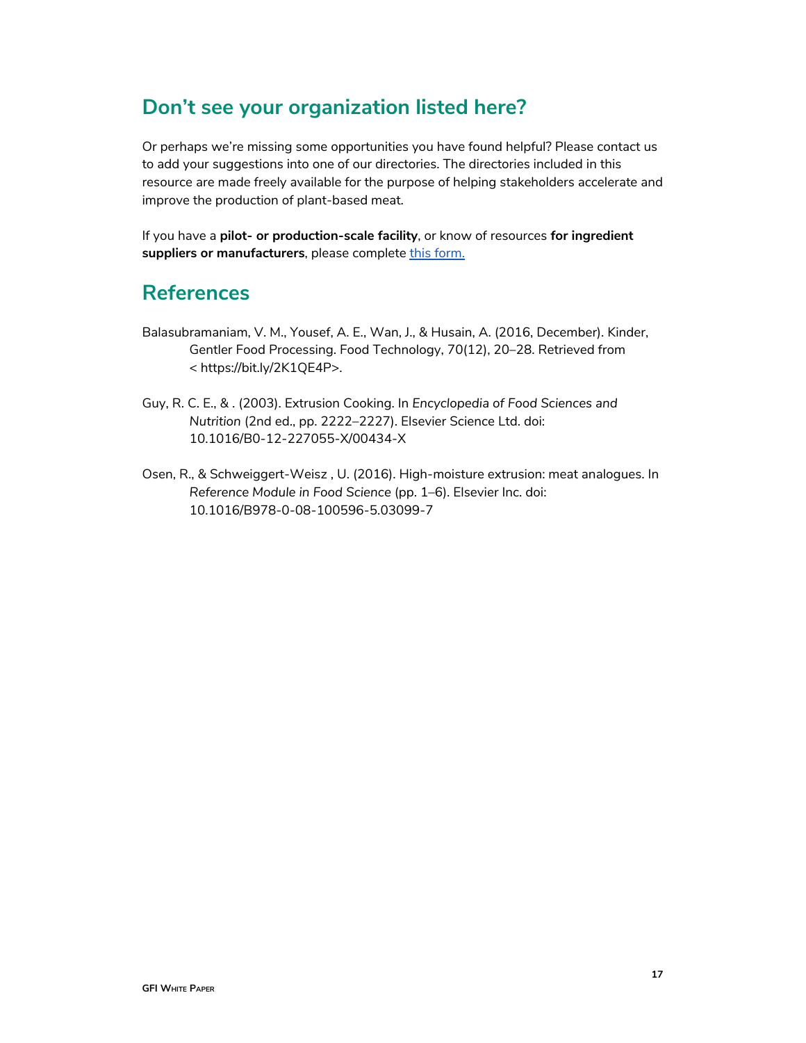## Don't see your organization listed here?

Or perhaps we're missing some opportunities you have found helpful? Please contact us to add your suggestions into one of our directories. The directories included in this resource are made freely available for the purpose of helping stakeholders accelerate and improve the production of plant-based meat.

If you have a **pilot- or production-scale facility**, or know of resources **for ingredient suppliers or manufacturers**, please complete [this form.](#)

## References

Balasubramaniam, V. M., Yousef, A. E., Wan, J., & Husain, A. (2016, December). Kinder, Gentler Food Processing. Food Technology, 70(12), 20–28. Retrieved from < https://bit.ly/2K1QE4P>.

Guy, R. C. E., & . (2003). Extrusion Cooking. In *Encyclopedia of Food Sciences and Nutrition* (2nd ed., pp. 2222–2227). Elsevier Science Ltd. doi: 10.1016/B0-12-227055-X/00434-X

Osen, R., & Schweiggert-Weisz , U. (2016). High-moisture extrusion: meat analogues. In *Reference Module in Food Science* (pp. 1–6). Elsevier Inc. doi: 10.1016/B978-0-08-100596-5.03099-7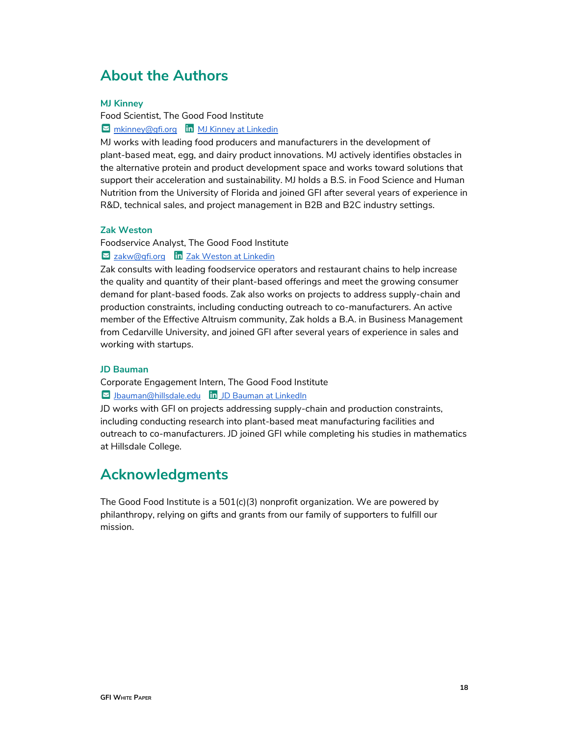## About the Authors

### MJ Kinney

Food Scientist, The Good Food Institute

mkinney@gfi.org   MJ Kinney at Linkedin

MJ works with leading food producers and manufacturers in the development of plant-based meat, egg, and dairy product innovations. MJ actively identifies obstacles in the alternative protein and product development space and works toward solutions that support their acceleration and sustainability. MJ holds a B.S. in Food Science and Human Nutrition from the University of Florida and joined GFI after several years of experience in R&D, technical sales, and project management in B2B and B2C industry settings.

### Zak Weston

Foodservice Analyst, The Good Food Institute

zakw@gfi.org   Zak Weston at Linkedin

Zak consults with leading foodservice operators and restaurant chains to help increase the quality and quantity of their plant-based offerings and meet the growing consumer demand for plant-based foods. Zak also works on projects to address supply-chain and production constraints, including conducting outreach to co-manufacturers. An active member of the Effective Altruism community, Zak holds a B.A. in Business Management from Cedarville University, and joined GFI after several years of experience in sales and working with startups.

### JD Bauman

Corporate Engagement Intern, The Good Food Institute

Jbauman@hillsdale.edu   JD Bauman at LinkedIn

JD works with GFI on projects addressing supply-chain and production constraints, including conducting research into plant-based meat manufacturing facilities and outreach to co-manufacturers. JD joined GFI while completing his studies in mathematics at Hillsdale College.

## Acknowledgments

The Good Food Institute is a 501(c)(3) nonprofit organization. We are powered by philanthropy, relying on gifts and grants from our family of supporters to fulfill our mission.